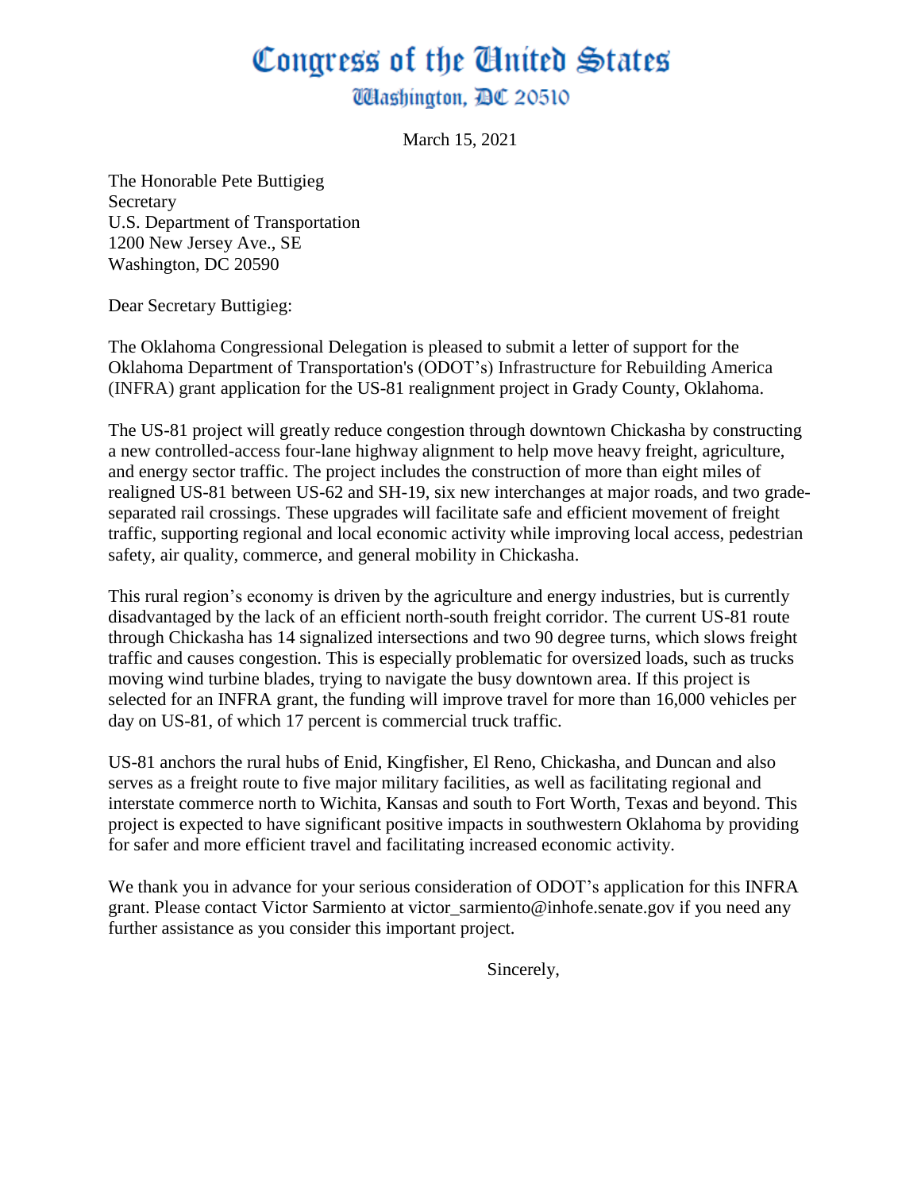# Congress of the United States

## Washington, DC 20510

March 15, 2021

The Honorable Pete Buttigieg
Secretary
U.S. Department of Transportation
1200 New Jersey Ave., SE
Washington, DC 20590

Dear Secretary Buttigieg:

The Oklahoma Congressional Delegation is pleased to submit a letter of support for the Oklahoma Department of Transportation's (ODOT's) Infrastructure for Rebuilding America (INFRA) grant application for the US-81 realignment project in Grady County, Oklahoma.

The US-81 project will greatly reduce congestion through downtown Chickasha by constructing a new controlled-access four-lane highway alignment to help move heavy freight, agriculture, and energy sector traffic. The project includes the construction of more than eight miles of realigned US-81 between US-62 and SH-19, six new interchanges at major roads, and two grade-separated rail crossings. These upgrades will facilitate safe and efficient movement of freight traffic, supporting regional and local economic activity while improving local access, pedestrian safety, air quality, commerce, and general mobility in Chickasha.

This rural region's economy is driven by the agriculture and energy industries, but is currently disadvantaged by the lack of an efficient north-south freight corridor. The current US-81 route through Chickasha has 14 signalized intersections and two 90 degree turns, which slows freight traffic and causes congestion. This is especially problematic for oversized loads, such as trucks moving wind turbine blades, trying to navigate the busy downtown area. If this project is selected for an INFRA grant, the funding will improve travel for more than 16,000 vehicles per day on US-81, of which 17 percent is commercial truck traffic.

US-81 anchors the rural hubs of Enid, Kingfisher, El Reno, Chickasha, and Duncan and also serves as a freight route to five major military facilities, as well as facilitating regional and interstate commerce north to Wichita, Kansas and south to Fort Worth, Texas and beyond. This project is expected to have significant positive impacts in southwestern Oklahoma by providing for safer and more efficient travel and facilitating increased economic activity.

We thank you in advance for your serious consideration of ODOT's application for this INFRA grant. Please contact Victor Sarmiento at victor_sarmiento@inhofe.senate.gov if you need any further assistance as you consider this important project.

Sincerely,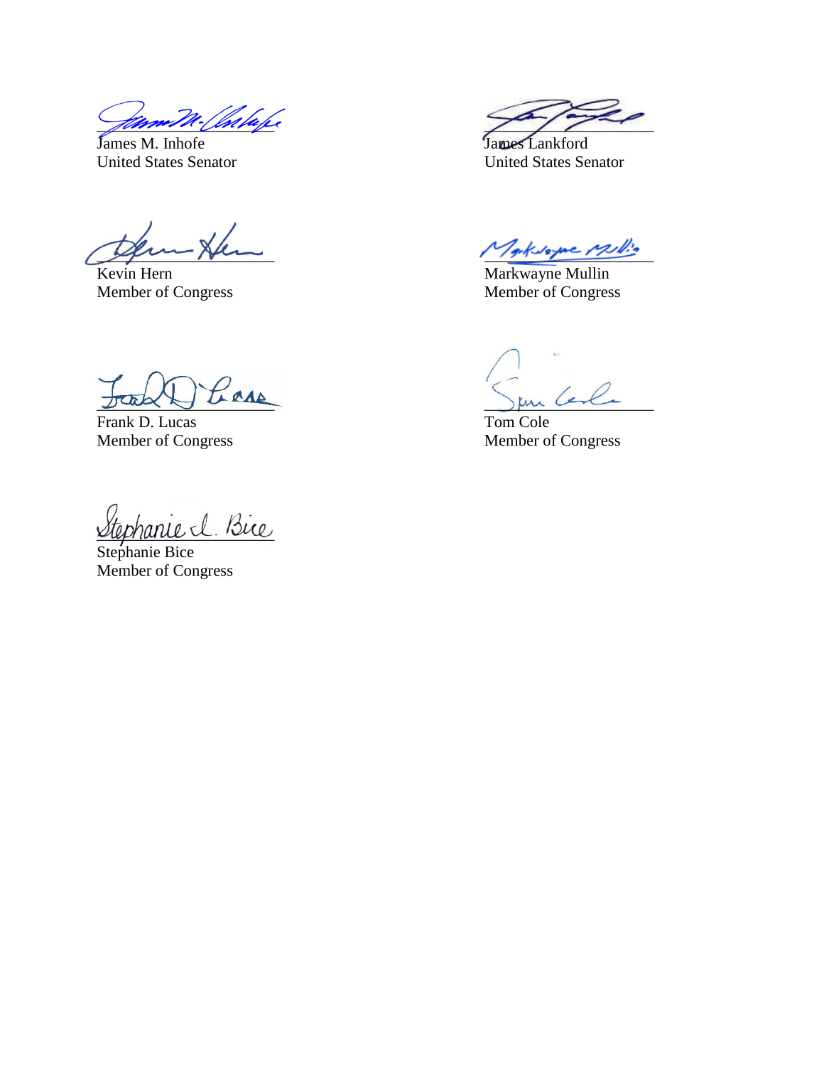James M. Inhofe
United States Senator

James Lankford
United States Senator

Kevin Hern
Member of Congress

Markwayne Mullin
Member of Congress

Frank D. Lucas
Member of Congress

Tom Cole
Member of Congress

Stephanie Bice
Member of Congress